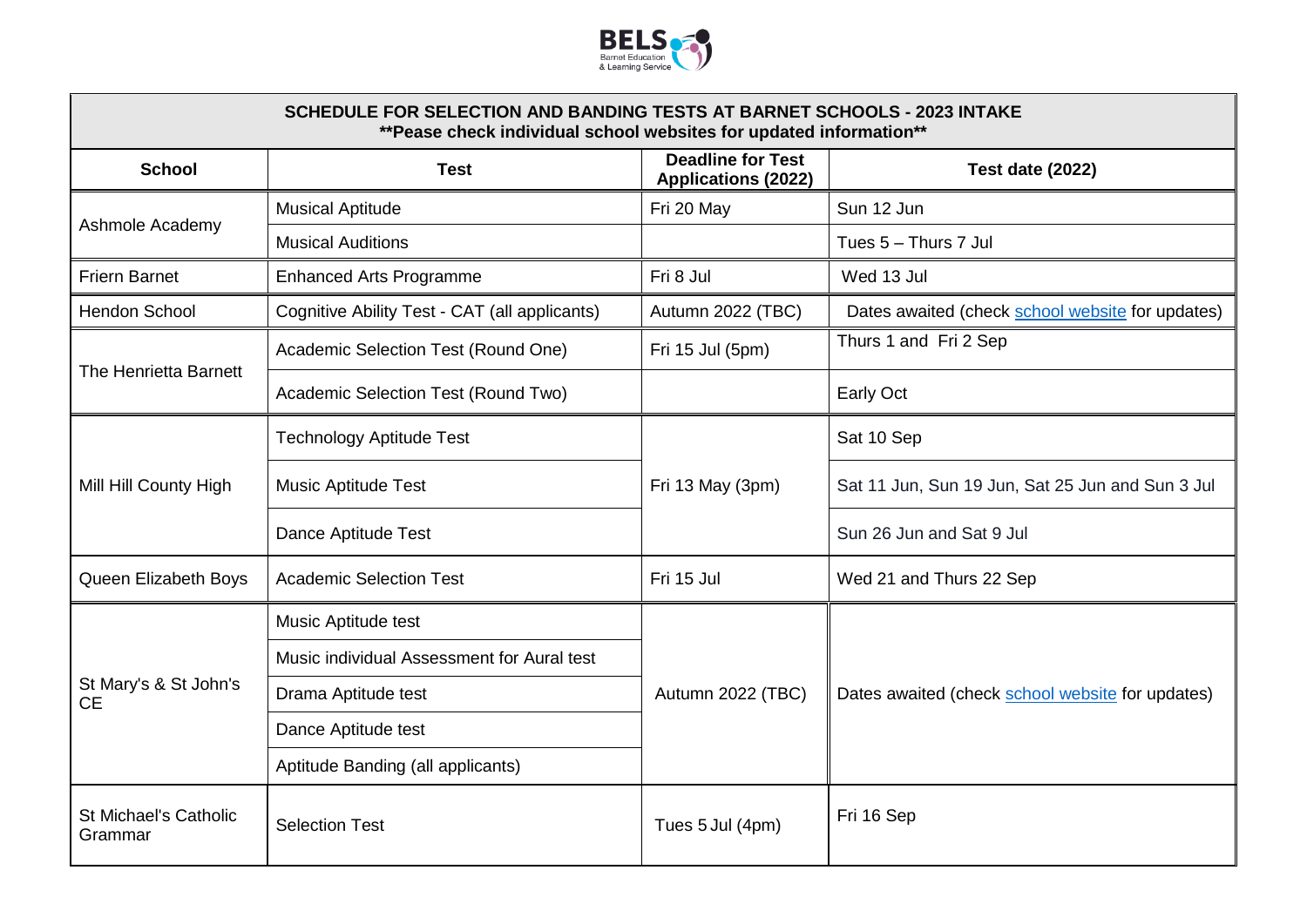BELS
Barnet Education & Learning Service

| SCHEDULE FOR SELECTION AND BANDING TESTS AT BARNET SCHOOLS - 2023 INTAKE **Pease check individual school websites for updated information** | | | |
|---|---|---|---|
| **School** | **Test** | **Deadline for Test Applications (2022)** | **Test date (2022)** |
| Ashmole Academy | Musical Aptitude | Fri 20 May | Sun 12 Jun |
| | Musical Auditions | | Tues 5 – Thurs 7 Jul |
| Friern Barnet | Enhanced Arts Programme | Fri 8 Jul | Wed 13 Jul |
| Hendon School | Cognitive Ability Test - CAT (all applicants) | Autumn 2022 (TBC) | Dates awaited (check school website for updates) |
| The Henrietta Barnett | Academic Selection Test (Round One) | Fri 15 Jul (5pm) | Thurs 1 and Fri 2 Sep |
| | Academic Selection Test (Round Two) | | Early Oct |
| Mill Hill County High | Technology Aptitude Test | Fri 13 May (3pm) | Sat 10 Sep |
| | Music Aptitude Test | | Sat 11 Jun, Sun 19 Jun, Sat 25 Jun and Sun 3 Jul |
| | Dance Aptitude Test | | Sun 26 Jun and Sat 9 Jul |
| Queen Elizabeth Boys | Academic Selection Test | Fri 15 Jul | Wed 21 and Thurs 22 Sep |
| St Mary's & St John's CE | Music Aptitude test | Autumn 2022 (TBC) | Dates awaited (check school website for updates) |
| | Music individual Assessment for Aural test | | |
| | Drama Aptitude test | | |
| | Dance Aptitude test | | |
| | Aptitude Banding (all applicants) | | |
| St Michael's Catholic Grammar | Selection Test | Tues 5 Jul (4pm) | Fri 16 Sep |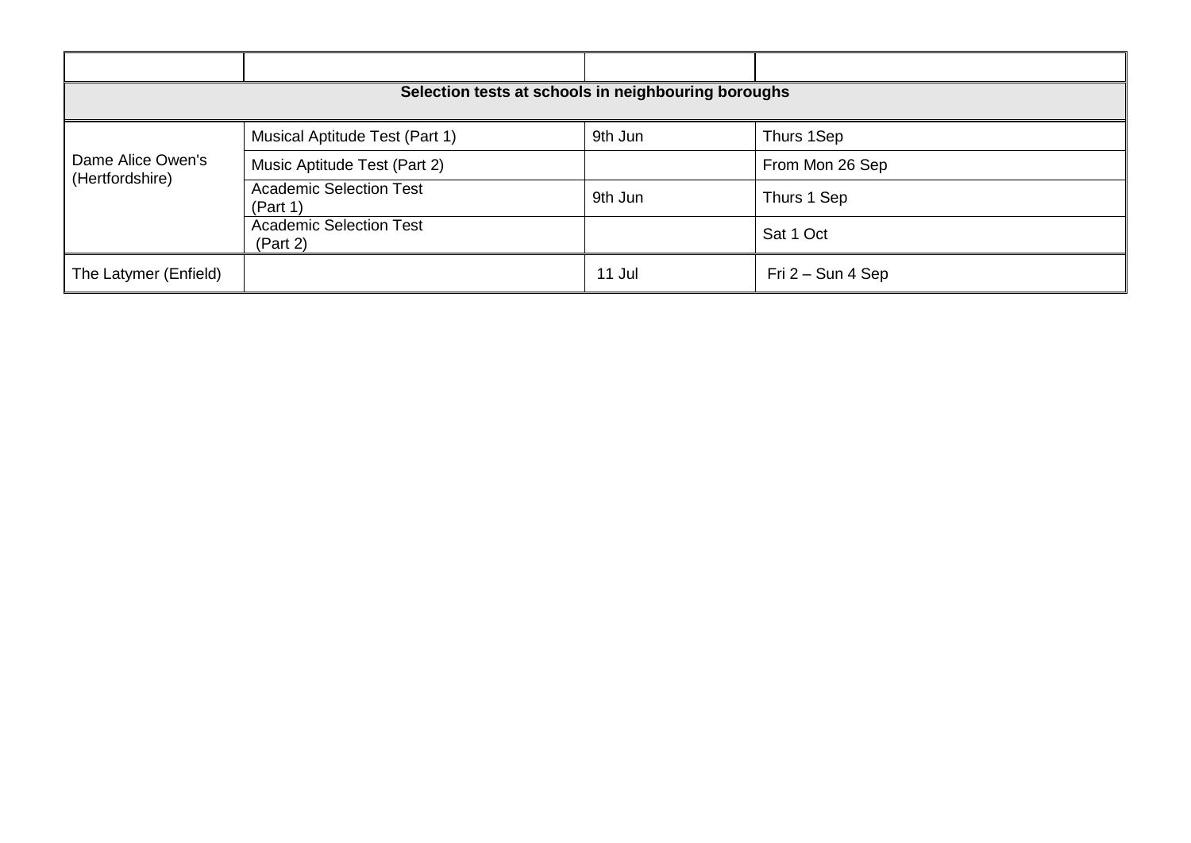| | | | |
|---|---|---|---|
| **Selection tests at schools in neighbouring boroughs** | | | |
| Dame Alice Owen's (Hertfordshire) | Musical Aptitude Test (Part 1) | 9th Jun | Thurs 1Sep |
| | Music Aptitude Test (Part 2) | | From Mon 26 Sep |
| | Academic Selection Test (Part 1) | 9th Jun | Thurs 1 Sep |
| | Academic Selection Test (Part 2) | | Sat 1 Oct |
| The Latymer (Enfield) | | 11 Jul | Fri 2 – Sun 4 Sep |